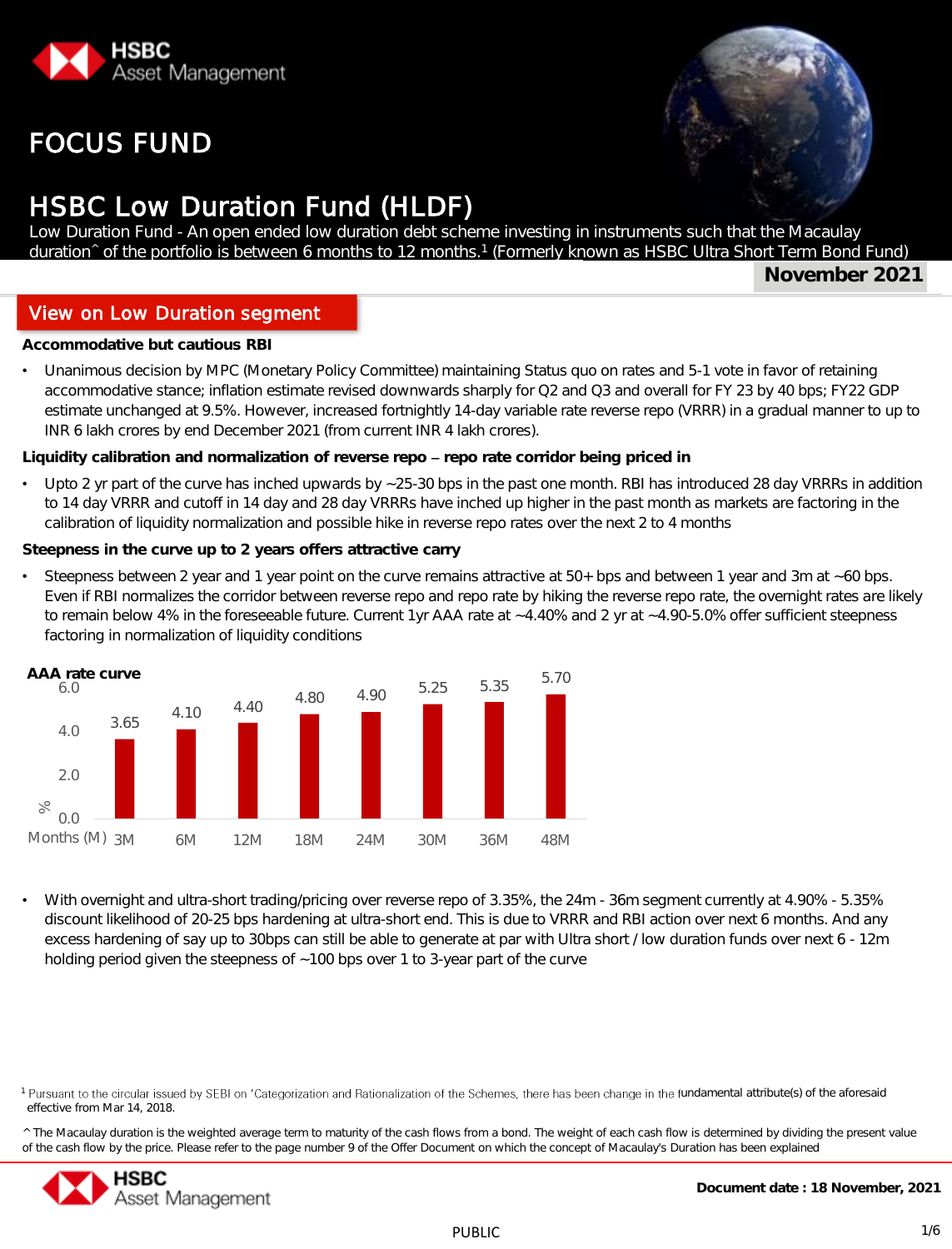HSBC Asset Management

# FOCUS FUND

# HSBC Low Duration Fund (HLDF)

Low Duration Fund - An open ended low duration debt scheme investing in instruments such that the Macaulay duration^ of the portfolio is between 6 months to 12 months.[1] (Formerly known as HSBC Ultra Short Term Bond Fund)

**November 2021**

## View on Low Duration segment

**Accommodative but cautious RBI**

- Unanimous decision by MPC (Monetary Policy Committee) maintaining Status quo on rates and 5-1 vote in favor of retaining accommodative stance; inflation estimate revised downwards sharply for Q2 and Q3 and overall for FY 23 by 40 bps; FY22 GDP estimate unchanged at 9.5%. However, increased fortnightly 14-day variable rate reverse repo (VRRR) in a gradual manner to up to INR 6 lakh crores by end December 2021 (from current INR 4 lakh crores).

**Liquidity calibration and normalization of reverse repo – repo rate corridor being priced in**

- Upto 2 yr part of the curve has inched upwards by ~25-30 bps in the past one month. RBI has introduced 28 day VRRRs in addition to 14 day VRRR and cutoff in 14 day and 28 day VRRRs have inched up higher in the past month as markets are factoring in the calibration of liquidity normalization and possible hike in reverse repo rates over the next 2 to 4 months

**Steepness in the curve up to 2 years offers attractive carry**

- Steepness between 2 year and 1 year point on the curve remains attractive at 50+ bps and between 1 year and 3m at ~60 bps. Even if RBI normalizes the corridor between reverse repo and repo rate by hiking the reverse repo rate, the overnight rates are likely to remain below 4% in the foreseeable future. Current 1yr AAA rate at ~4.40% and 2 yr at ~4.90-5.0% offer sufficient steepness factoring in normalization of liquidity conditions

**AAA rate curve**

| Months (M) | 3M | 6M | 12M | 18M | 24M | 30M | 36M | 48M |
|---|---|---|---|---|---|---|---|---|
| % | 3.65 | 4.10 | 4.40 | 4.80 | 4.90 | 5.25 | 5.35 | 5.70 |

- With overnight and ultra-short trading/pricing over reverse repo of 3.35%, the 24m - 36m segment currently at 4.90% - 5.35% discount likelihood of 20-25 bps hardening at ultra-short end. This is due to VRRR and RBI action over next 6 months. And any excess hardening of say up to 30bps can still be able to generate at par with Ultra short / low duration funds over next 6 - 12m holding period given the steepness of ~100 bps over 1 to 3-year part of the curve

[1] Pursuant to the circular issued by SEBI on 'Categorization and Rationalization of the Schemes, there has been change in the fundamental attribute(s) of the aforesaid effective from Mar 14, 2018.

^ The Macaulay duration is the weighted average term to maturity of the cash flows from a bond. The weight of each cash flow is determined by dividing the present value of the cash flow by the price. Please refer to the page number 9 of the Offer Document on which the concept of Macaulay's Duration has been explained

Document date : 18 November, 2021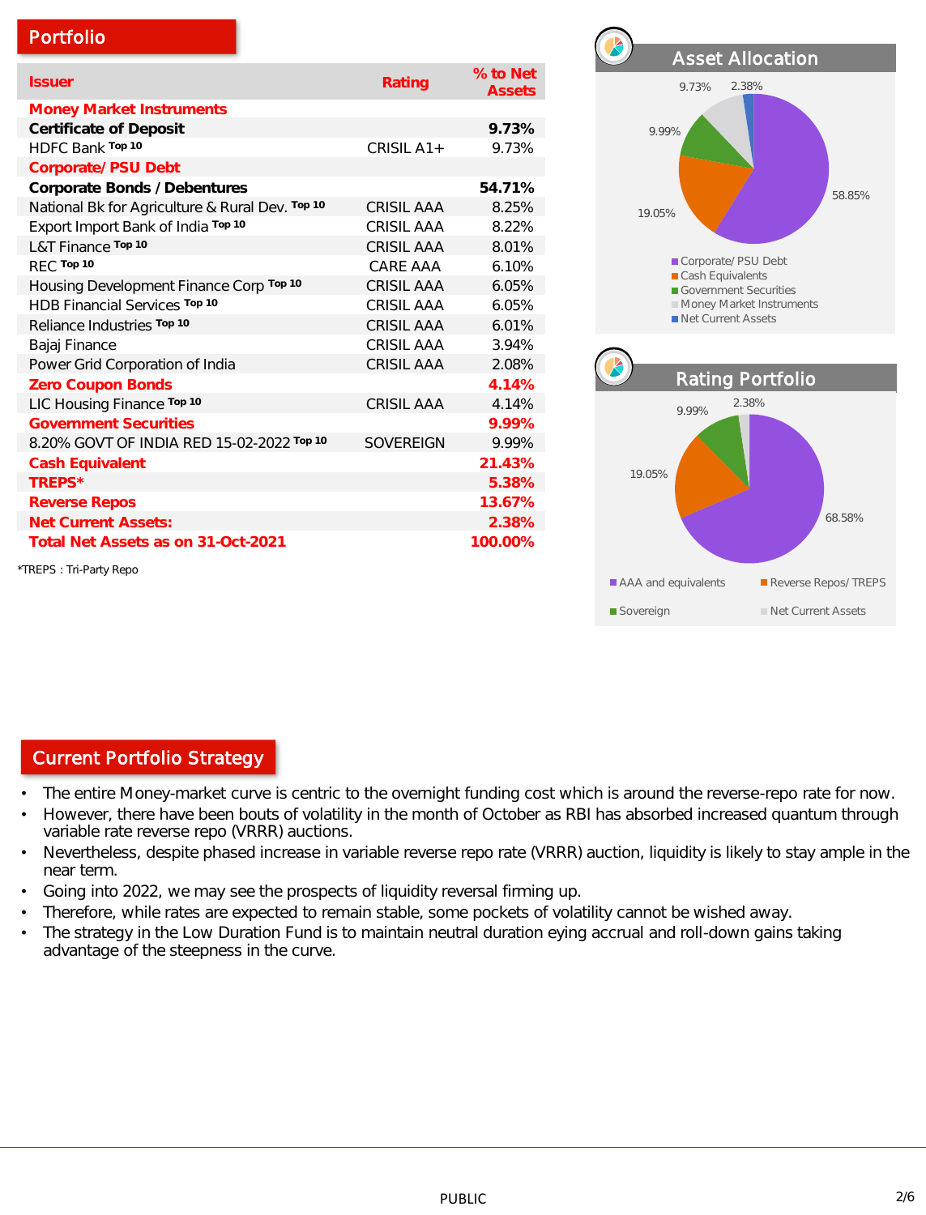## Portfolio

| Issuer | Rating | % to Net Assets |
|---|---|---|
| **Money Market Instruments** | | |
| **Certificate of Deposit** | | **9.73%** |
| HDFC Bank Top 10 | CRISIL A1+ | 9.73% |
| **Corporate/ PSU Debt** | | |
| **Corporate Bonds / Debentures** | | **54.71%** |
| National Bk for Agriculture & Rural Dev. Top 10 | CRISIL AAA | 8.25% |
| Export Import Bank of India Top 10 | CRISIL AAA | 8.22% |
| L&T Finance Top 10 | CRISIL AAA | 8.01% |
| REC Top 10 | CARE AAA | 6.10% |
| Housing Development Finance Corp Top 10 | CRISIL AAA | 6.05% |
| HDB Financial Services Top 10 | CRISIL AAA | 6.05% |
| Reliance Industries Top 10 | CRISIL AAA | 6.01% |
| Bajaj Finance | CRISIL AAA | 3.94% |
| Power Grid Corporation of India | CRISIL AAA | 2.08% |
| **Zero Coupon Bonds** | | **4.14%** |
| LIC Housing Finance Top 10 | CRISIL AAA | 4.14% |
| **Government Securities** | | **9.99%** |
| 8.20% GOVT OF INDIA RED 15-02-2022 Top 10 | SOVEREIGN | 9.99% |
| **Cash Equivalent** | | **21.43%** |
| **TREPS*** | | **5.38%** |
| **Reverse Repos** | | **13.67%** |
| **Net Current Assets:** | | **2.38%** |
| **Total Net Assets as on 31-Oct-2021** | | **100.00%** |

*TREPS : Tri-Party Repo

### Asset Allocation

| Category | % |
|---|---|
| Corporate/ PSU Debt | 58.85% |
| Cash Equivalents | 19.05% |
| Government Securities | 9.99% |
| Money Market Instruments | 9.73% |
| Net Current Assets | 2.38% |

### Rating Portfolio

| Category | % |
|---|---|
| AAA and equivalents | 68.58% |
| Reverse Repos/ TREPS | 19.05% |
| Sovereign | 9.99% |
| Net Current Assets | 2.38% |

## Current Portfolio Strategy

- The entire Money-market curve is centric to the overnight funding cost which is around the reverse-repo rate for now.
- However, there have been bouts of volatility in the month of October as RBI has absorbed increased quantum through variable rate reverse repo (VRRR) auctions.
- Nevertheless, despite phased increase in variable reverse repo rate (VRRR) auction, liquidity is likely to stay ample in the near term.
- Going into 2022, we may see the prospects of liquidity reversal firming up.
- Therefore, while rates are expected to remain stable, some pockets of volatility cannot be wished away.
- The strategy in the Low Duration Fund is to maintain neutral duration eying accrual and roll-down gains taking advantage of the steepness in the curve.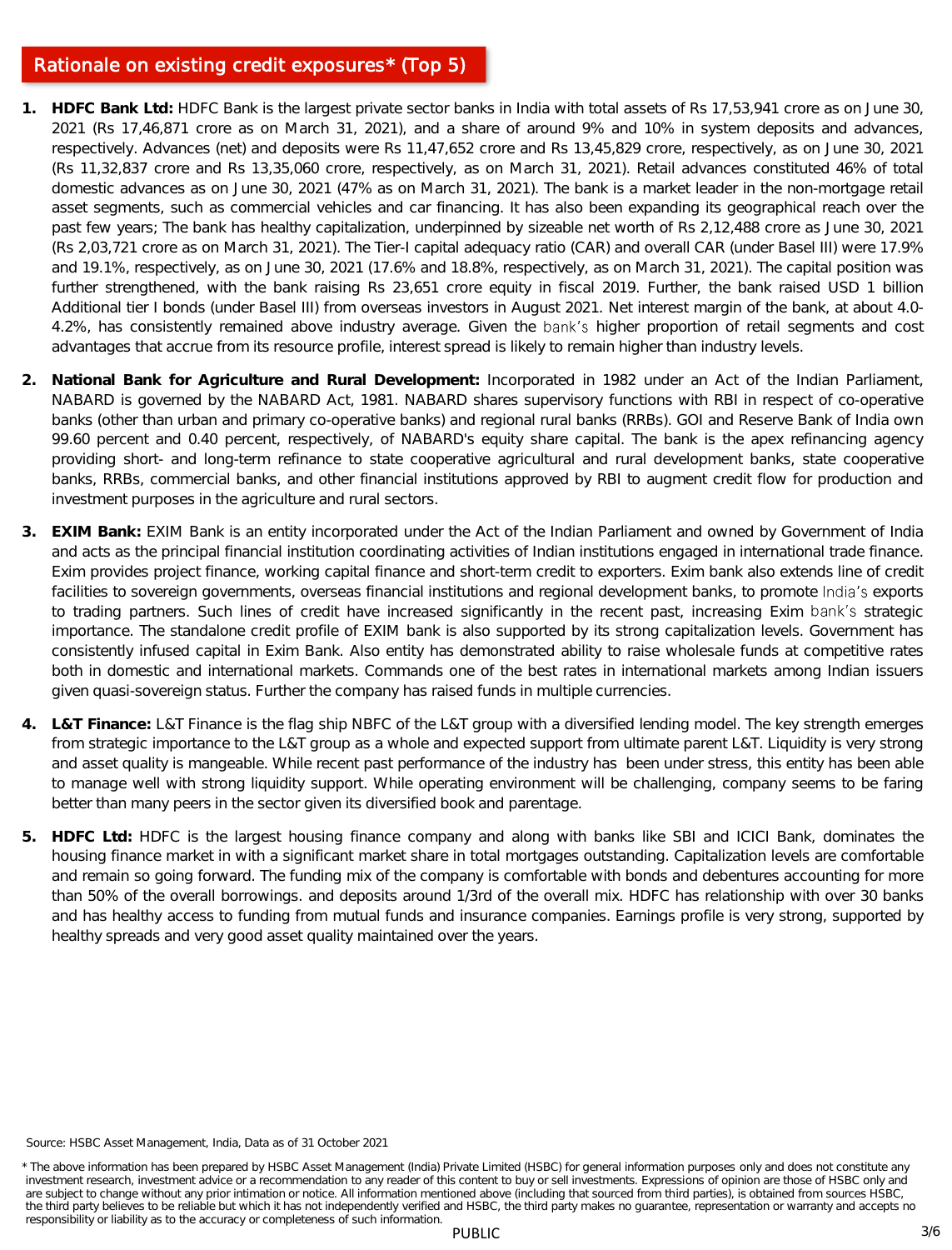## Rationale on existing credit exposures* (Top 5)

1. **HDFC Bank Ltd:** HDFC Bank is the largest private sector banks in India with total assets of Rs 17,53,941 crore as on June 30, 2021 (Rs 17,46,871 crore as on March 31, 2021), and a share of around 9% and 10% in system deposits and advances, respectively. Advances (net) and deposits were Rs 11,47,652 crore and Rs 13,45,829 crore, respectively, as on June 30, 2021 (Rs 11,32,837 crore and Rs 13,35,060 crore, respectively, as on March 31, 2021). Retail advances constituted 46% of total domestic advances as on June 30, 2021 (47% as on March 31, 2021). The bank is a market leader in the non-mortgage retail asset segments, such as commercial vehicles and car financing. It has also been expanding its geographical reach over the past few years; The bank has healthy capitalization, underpinned by sizeable net worth of Rs 2,12,488 crore as June 30, 2021 (Rs 2,03,721 crore as on March 31, 2021). The Tier-I capital adequacy ratio (CAR) and overall CAR (under Basel III) were 17.9% and 19.1%, respectively, as on June 30, 2021 (17.6% and 18.8%, respectively, as on March 31, 2021). The capital position was further strengthened, with the bank raising Rs 23,651 crore equity in fiscal 2019. Further, the bank raised USD 1 billion Additional tier I bonds (under Basel III) from overseas investors in August 2021. Net interest margin of the bank, at about 4.0-4.2%, has consistently remained above industry average. Given the bank's higher proportion of retail segments and cost advantages that accrue from its resource profile, interest spread is likely to remain higher than industry levels.

2. **National Bank for Agriculture and Rural Development:** Incorporated in 1982 under an Act of the Indian Parliament, NABARD is governed by the NABARD Act, 1981. NABARD shares supervisory functions with RBI in respect of co-operative banks (other than urban and primary co-operative banks) and regional rural banks (RRBs). GOI and Reserve Bank of India own 99.60 percent and 0.40 percent, respectively, of NABARD's equity share capital. The bank is the apex refinancing agency providing short- and long-term refinance to state cooperative agricultural and rural development banks, state cooperative banks, RRBs, commercial banks, and other financial institutions approved by RBI to augment credit flow for production and investment purposes in the agriculture and rural sectors.

3. **EXIM Bank:** EXIM Bank is an entity incorporated under the Act of the Indian Parliament and owned by Government of India and acts as the principal financial institution coordinating activities of Indian institutions engaged in international trade finance. Exim provides project finance, working capital finance and short-term credit to exporters. Exim bank also extends line of credit facilities to sovereign governments, overseas financial institutions and regional development banks, to promote India's exports to trading partners. Such lines of credit have increased significantly in the recent past, increasing Exim bank's strategic importance. The standalone credit profile of EXIM bank is also supported by its strong capitalization levels. Government has consistently infused capital in Exim Bank. Also entity has demonstrated ability to raise wholesale funds at competitive rates both in domestic and international markets. Commands one of the best rates in international markets among Indian issuers given quasi-sovereign status. Further the company has raised funds in multiple currencies.

4. **L&T Finance:** L&T Finance is the flag ship NBFC of the L&T group with a diversified lending model. The key strength emerges from strategic importance to the L&T group as a whole and expected support from ultimate parent L&T. Liquidity is very strong and asset quality is mangeable. While recent past performance of the industry has been under stress, this entity has been able to manage well with strong liquidity support. While operating environment will be challenging, company seems to be faring better than many peers in the sector given its diversified book and parentage.

5. **HDFC Ltd:** HDFC is the largest housing finance company and along with banks like SBI and ICICI Bank, dominates the housing finance market in with a significant market share in total mortgages outstanding. Capitalization levels are comfortable and remain so going forward. The funding mix of the company is comfortable with bonds and debentures accounting for more than 50% of the overall borrowings. and deposits around 1/3rd of the overall mix. HDFC has relationship with over 30 banks and has healthy access to funding from mutual funds and insurance companies. Earnings profile is very strong, supported by healthy spreads and very good asset quality maintained over the years.

Source: HSBC Asset Management, India, Data as of 31 October 2021

\* The above information has been prepared by HSBC Asset Management (India) Private Limited (HSBC) for general information purposes only and does not constitute any investment research, investment advice or a recommendation to any reader of this content to buy or sell investments. Expressions of opinion are those of HSBC only and are subject to change without any prior intimation or notice. All information mentioned above (including that sourced from third parties), is obtained from sources HSBC, the third party believes to be reliable but which it has not independently verified and HSBC, the third party makes no guarantee, representation or warranty and accepts no responsibility or liability as to the accuracy or completeness of such information.

PUBLIC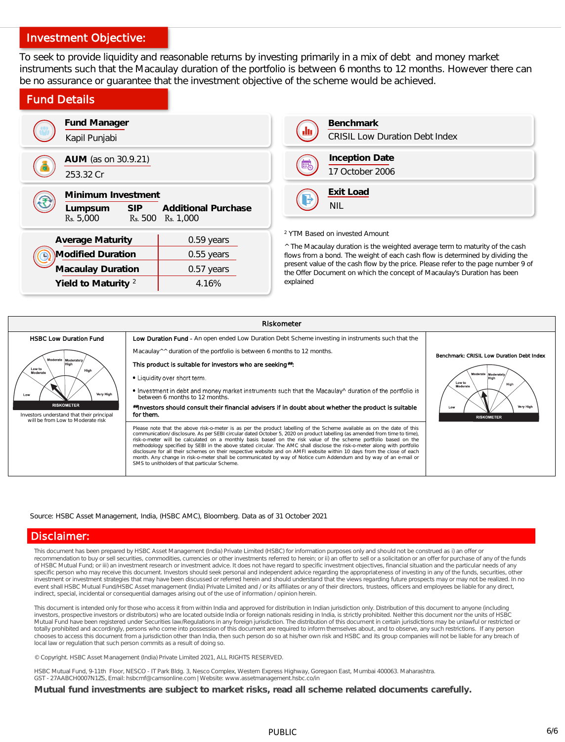## Investment Objective:

To seek to provide liquidity and reasonable returns by investing primarily in a mix of debt and money market instruments such that the Macaulay duration of the portfolio is between 6 months to 12 months. However there can be no assurance or guarantee that the investment objective of the scheme would be achieved.

## Fund Details

**Fund Manager**
Kapil Punjabi

**AUM** (as on 30.9.21)
253.32 Cr

**Minimum Investment**

| Lumpsum | SIP | Additional Purchase |
|---|---|---|
| Rs. 5,000 | Rs. 500 | Rs. 1,000 |

| | |
|---|---|
| **Average Maturity** | 0.59 years |
| **Modified Duration** | 0.55 years |
| **Macaulay Duration** | 0.57 years |
| **Yield to Maturity** [2] | 4.16% |

**Benchmark**
CRISIL Low Duration Debt Index

**Inception Date**
17 October 2006

**Exit Load**
NIL

[2] YTM Based on invested Amount

^ The Macaulay duration is the weighted average term to maturity of the cash flows from a bond. The weight of each cash flow is determined by dividing the present value of the cash flow by the price. Please refer to the page number 9 of the Offer Document on which the concept of Macaulay's Duration has been explained

### Riskometer

**HSBC Low Duration Fund**

Moderate, Moderately High, Low to Moderate, High, Low, Very High

RISKOMETER

Investors understand that their principal will be from Low to Moderate risk

**Low Duration Fund** - An open ended Low Duration Debt Scheme investing in instruments such that the Macaulay^^ duration of the portfolio is between 6 months to 12 months.

**This product is suitable for investors who are seeking##:**

- Liquidity over short term.
- Investment in debt and money market instruments such that the Macaulay^ duration of the portfolio is between 6 months to 12 months.

**##Investors should consult their financial advisers if in doubt about whether the product is suitable for them.**

Please note that the above risk-o-meter is as per the product labelling of the Scheme available as on the date of this communication/ disclosure. As per SEBI circular dated October 5, 2020 on product labelling (as amended from time to time), risk-o-meter will be calculated on a monthly basis based on the risk value of the scheme portfolio based on the methodology specified by SEBI in the above stated circular. The AMC shall disclose the risk-o-meter along with portfolio disclosure for all their schemes on their respective website and on AMFI website within 10 days from the close of each month. Any change in risk-o-meter shall be communicated by way of Notice cum Addendum and by way of an e-mail or SMS to unitholders of that particular Scheme.

**Benchmark: CRISIL Low Duration Debt Index**

Moderate, Moderately High, Low to Moderate, High, Low, Very High

RISKOMETER

Source: HSBC Asset Management, India, (HSBC AMC), Bloomberg. Data as of 31 October 2021

## Disclaimer:

This document has been prepared by HSBC Asset Management (India) Private Limited (HSBC) for information purposes only and should not be construed as i) an offer or recommendation to buy or sell securities, commodities, currencies or other investments referred to herein; or ii) an offer to sell or a solicitation or an offer for purchase of any of the funds of HSBC Mutual Fund; or iii) an investment research or investment advice. It does not have regard to specific investment objectives, financial situation and the particular needs of any specific person who may receive this document. Investors should seek personal and independent advice regarding the appropriateness of investing in any of the funds, securities, other investment or investment strategies that may have been discussed or referred herein and should understand that the views regarding future prospects may or may not be realized. In no event shall HSBC Mutual Fund/HSBC Asset management (India) Private Limited and / or its affiliates or any of their directors, trustees, officers and employees be liable for any direct, indirect, special, incidental or consequential damages arising out of the use of information / opinion herein.

This document is intended only for those who access it from within India and approved for distribution in Indian jurisdiction only. Distribution of this document to anyone (including investors, prospective investors or distributors) who are located outside India or foreign nationals residing in India, is strictly prohibited. Neither this document nor the units of HSBC Mutual Fund have been registered under Securities law/Regulations in any foreign jurisdiction. The distribution of this document in certain jurisdictions may be unlawful or restricted or totally prohibited and accordingly, persons who come into possession of this document are required to inform themselves about, and to observe, any such restrictions. If any person chooses to access this document from a jurisdiction other than India, then such person do so at his/her own risk and HSBC and its group companies will not be liable for any breach of local law or regulation that such person commits as a result of doing so.

© Copyright. HSBC Asset Management (India) Private Limited 2021, ALL RIGHTS RESERVED.

HSBC Mutual Fund, 9-11th Floor, NESCO - IT Park Bldg. 3, Nesco Complex, Western Express Highway, Goregaon East, Mumbai 400063. Maharashtra.
GST - 27AABCH0007N1ZS, Email: hsbcmf@camsonline.com | Website: www.assetmanagement.hsbc.co/in

**Mutual fund investments are subject to market risks, read all scheme related documents carefully.**

PUBLIC